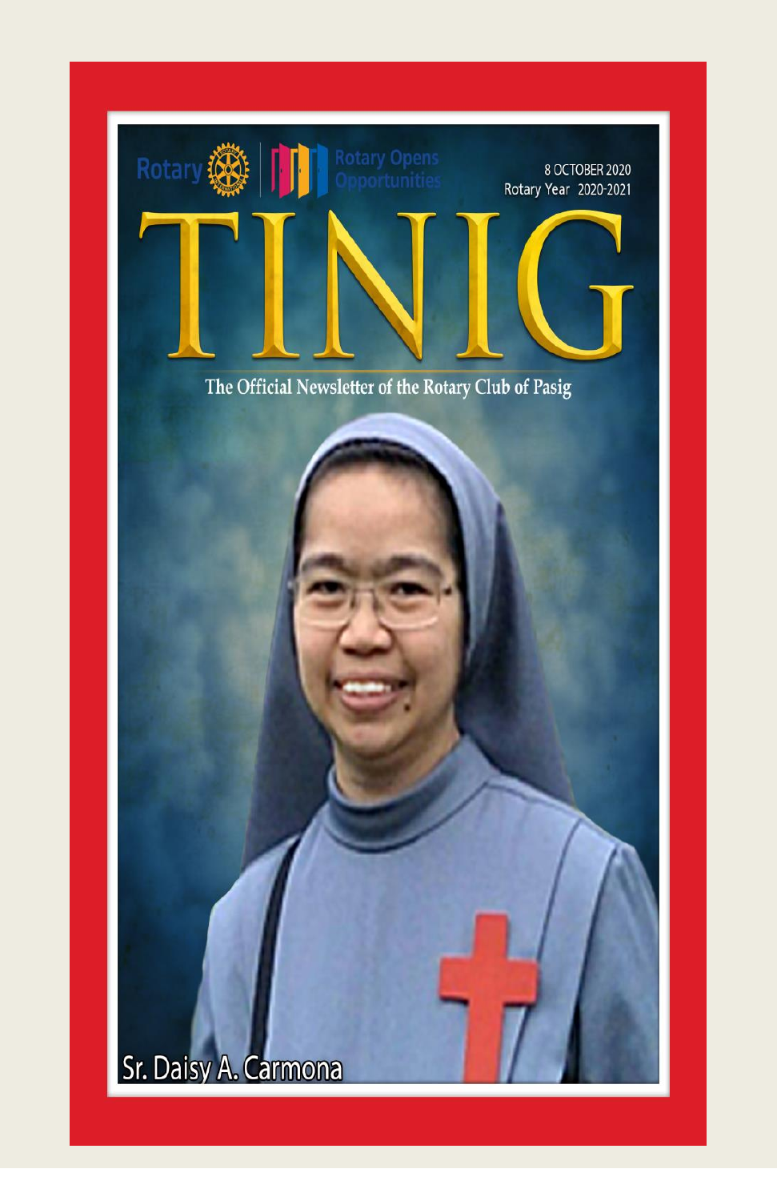Rotary | Rotary Opens Opportunities

8 OCTOBER 2020
Rotary Year 2020-2021

# TINIG

The Official Newsletter of the Rotary Club of Pasig

Sr. Daisy A. Carmona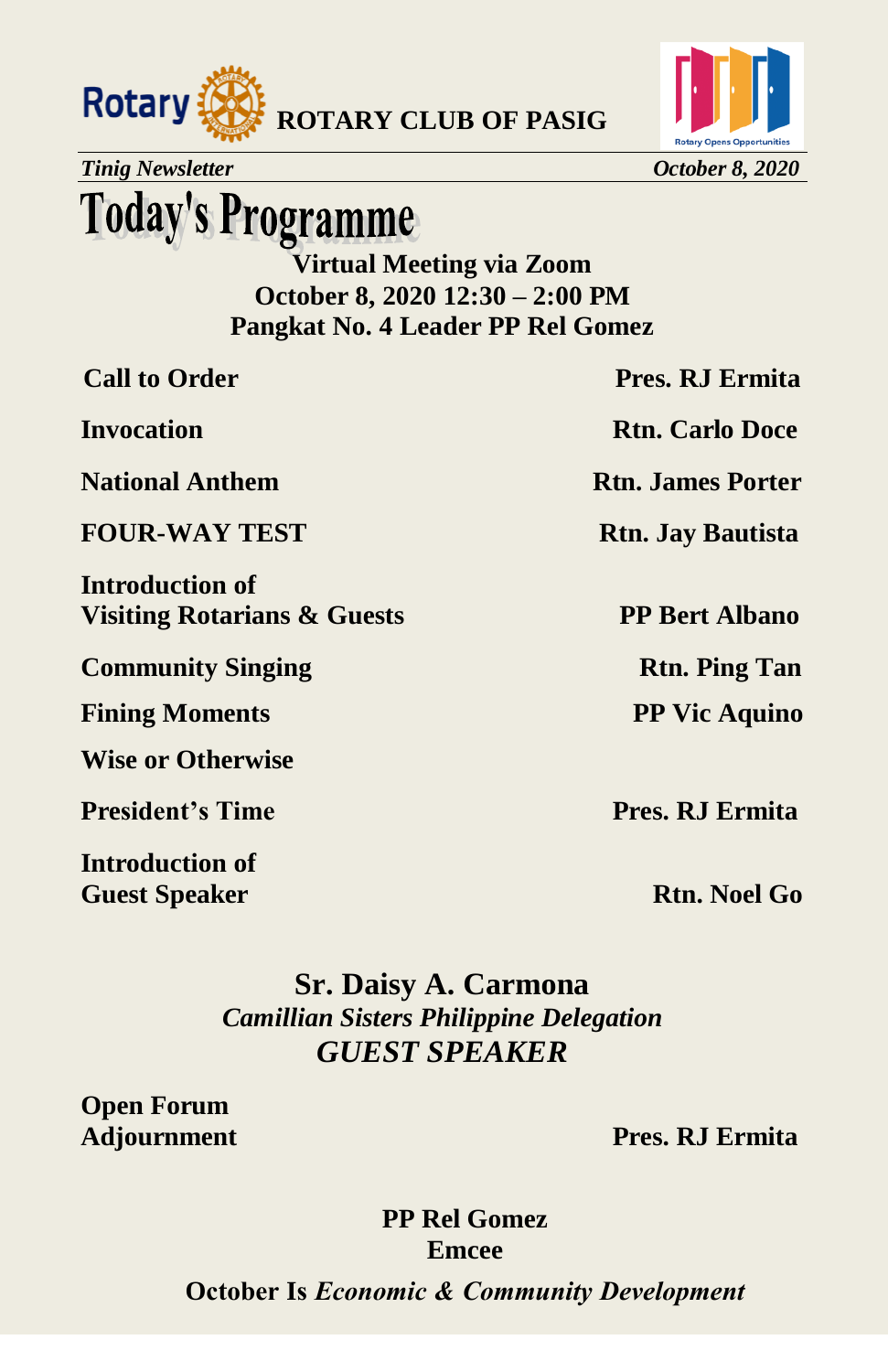**ROTARY CLUB OF PASIG**

*Tinig Newsletter* *October 8, 2020*

# Today's Programme

**Virtual Meeting via Zoom**
**October 8, 2020 12:30 – 2:00 PM**
**Pangkat No. 4 Leader PP Rel Gomez**

| | |
|---|---|
| **Call to Order** | **Pres. RJ Ermita** |
| **Invocation** | **Rtn. Carlo Doce** |
| **National Anthem** | **Rtn. James Porter** |
| **FOUR-WAY TEST** | **Rtn. Jay Bautista** |
| **Introduction of Visiting Rotarians & Guests** | **PP Bert Albano** |
| **Community Singing** | **Rtn. Ping Tan** |
| **Fining Moments** | **PP Vic Aquino** |
| **Wise or Otherwise** | |
| **President's Time** | **Pres. RJ Ermita** |
| **Introduction of Guest Speaker** | **Rtn. Noel Go** |

**Sr. Daisy A. Carmona**
***Camillian Sisters Philippine Delegation***
***GUEST SPEAKER***

| | |
|---|---|
| **Open Forum** | |
| **Adjournment** | **Pres. RJ Ermita** |

**PP Rel Gomez**
**Emcee**

**October Is *Economic & Community Development***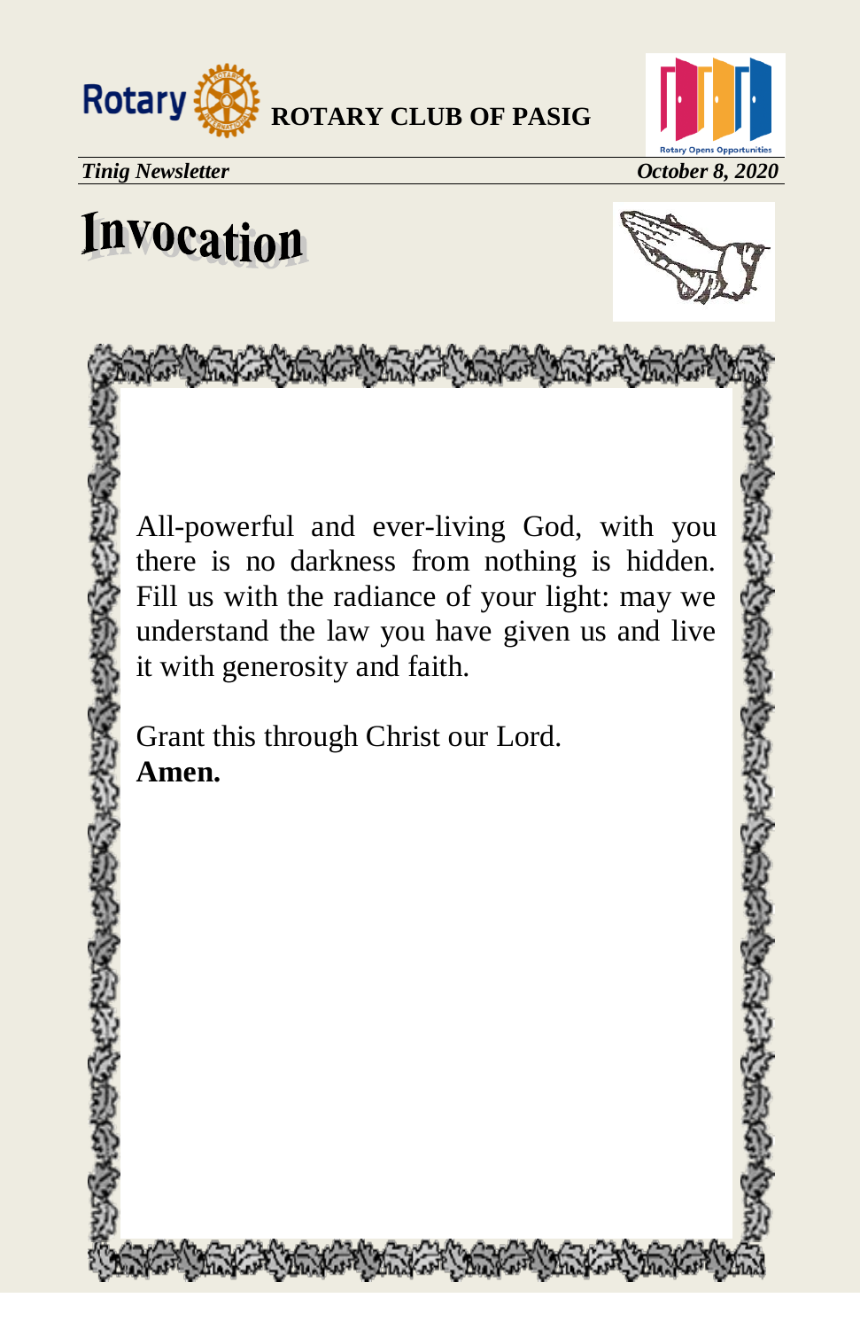# Invocation

All-powerful and ever-living God, with you there is no darkness from nothing is hidden. Fill us with the radiance of your light: may we understand the law you have given us and live it with generosity and faith.

Grant this through Christ our Lord.
**Amen.**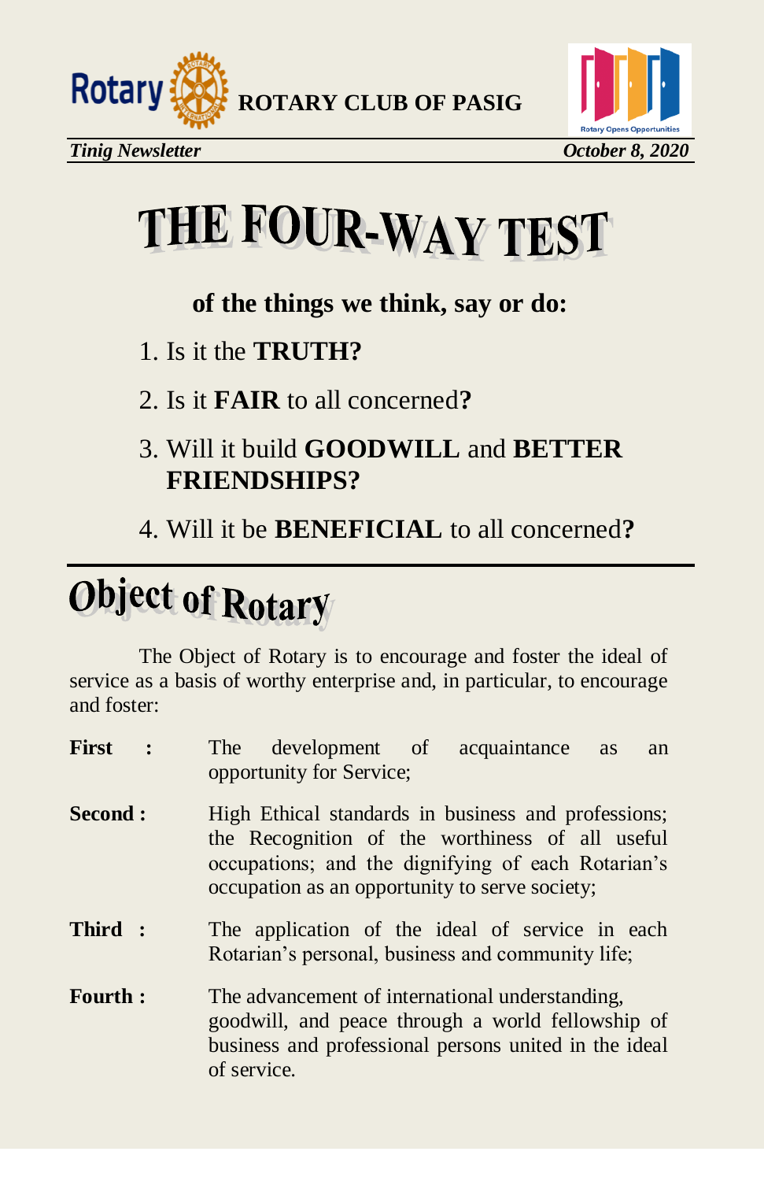# THE FOUR-WAY TEST

**of the things we think, say or do:**

1. Is it the **TRUTH?**
2. Is it **FAIR** to all concerned**?**
3. Will it build **GOODWILL** and **BETTER FRIENDSHIPS?**
4. Will it be **BENEFICIAL** to all concerned**?**

# Object of Rotary

The Object of Rotary is to encourage and foster the ideal of service as a basis of worthy enterprise and, in particular, to encourage and foster:

**First :** The development of acquaintance as an opportunity for Service;

**Second :** High Ethical standards in business and professions; the Recognition of the worthiness of all useful occupations; and the dignifying of each Rotarian's occupation as an opportunity to serve society;

**Third :** The application of the ideal of service in each Rotarian's personal, business and community life;

**Fourth :** The advancement of international understanding, goodwill, and peace through a world fellowship of business and professional persons united in the ideal of service.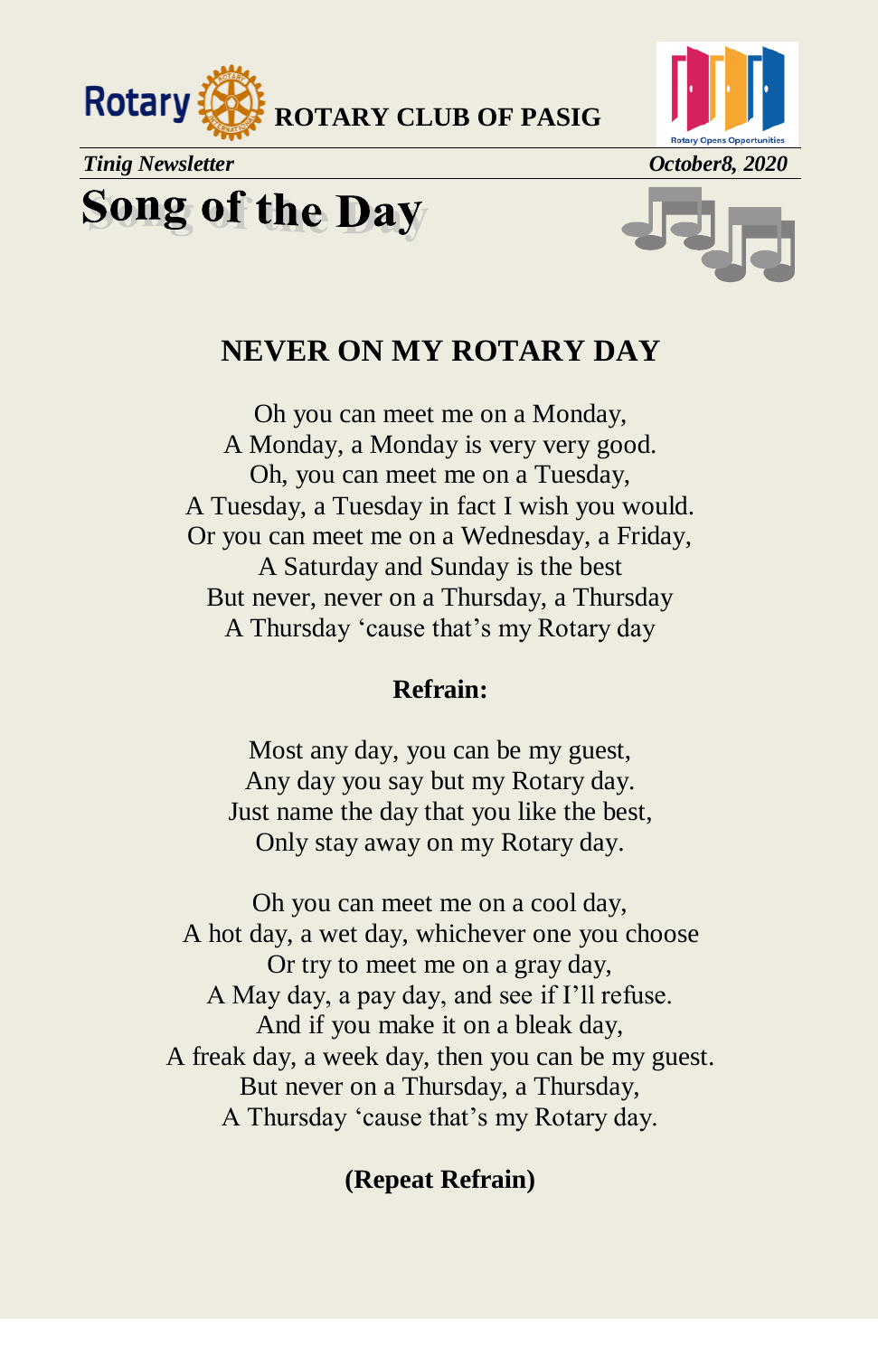# Song of the Day

## NEVER ON MY ROTARY DAY

Oh you can meet me on a Monday,
A Monday, a Monday is very very good.
Oh, you can meet me on a Tuesday,
A Tuesday, a Tuesday in fact I wish you would.
Or you can meet me on a Wednesday, a Friday,
A Saturday and Sunday is the best
But never, never on a Thursday, a Thursday
A Thursday 'cause that's my Rotary day

**Refrain:**

Most any day, you can be my guest,
Any day you say but my Rotary day.
Just name the day that you like the best,
Only stay away on my Rotary day.

Oh you can meet me on a cool day,
A hot day, a wet day, whichever one you choose
Or try to meet me on a gray day,
A May day, a pay day, and see if I'll refuse.
And if you make it on a bleak day,
A freak day, a week day, then you can be my guest.
But never on a Thursday, a Thursday,
A Thursday 'cause that's my Rotary day.

**(Repeat Refrain)**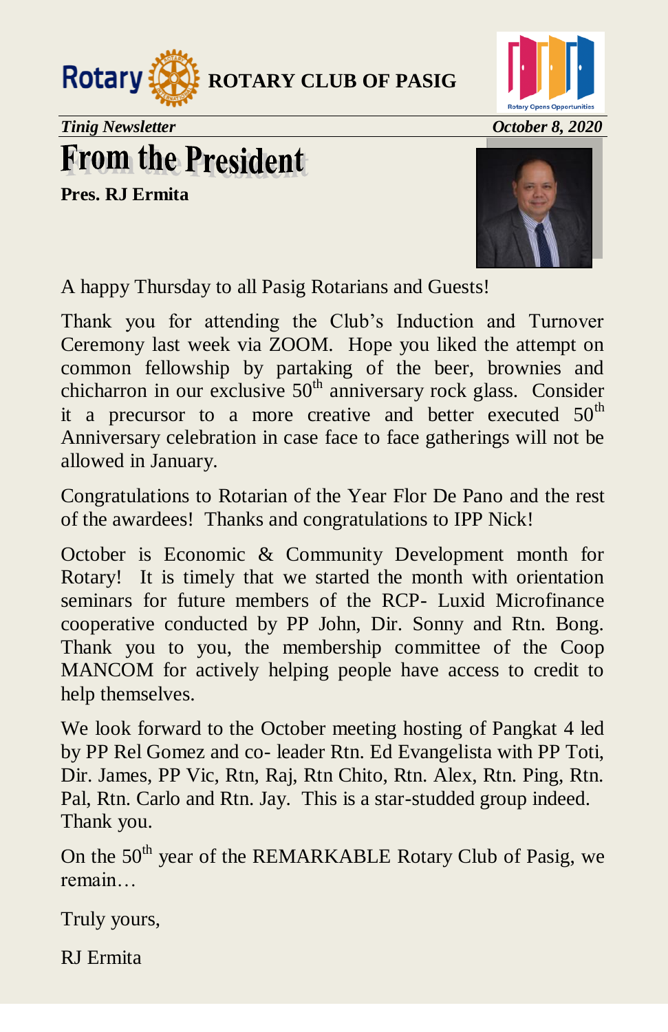# From the President

**Pres. RJ Ermita**

A happy Thursday to all Pasig Rotarians and Guests!

Thank you for attending the Club's Induction and Turnover Ceremony last week via ZOOM. Hope you liked the attempt on common fellowship by partaking of the beer, brownies and chicharron in our exclusive 50$^{th}$ anniversary rock glass. Consider it a precursor to a more creative and better executed 50$^{th}$ Anniversary celebration in case face to face gatherings will not be allowed in January.

Congratulations to Rotarian of the Year Flor De Pano and the rest of the awardees! Thanks and congratulations to IPP Nick!

October is Economic & Community Development month for Rotary! It is timely that we started the month with orientation seminars for future members of the RCP- Luxid Microfinance cooperative conducted by PP John, Dir. Sonny and Rtn. Bong. Thank you to you, the membership committee of the Coop MANCOM for actively helping people have access to credit to help themselves.

We look forward to the October meeting hosting of Pangkat 4 led by PP Rel Gomez and co- leader Rtn. Ed Evangelista with PP Toti, Dir. James, PP Vic, Rtn, Raj, Rtn Chito, Rtn. Alex, Rtn. Ping, Rtn. Pal, Rtn. Carlo and Rtn. Jay. This is a star-studded group indeed. Thank you.

On the 50$^{th}$ year of the REMARKABLE Rotary Club of Pasig, we remain…

Truly yours,

RJ Ermita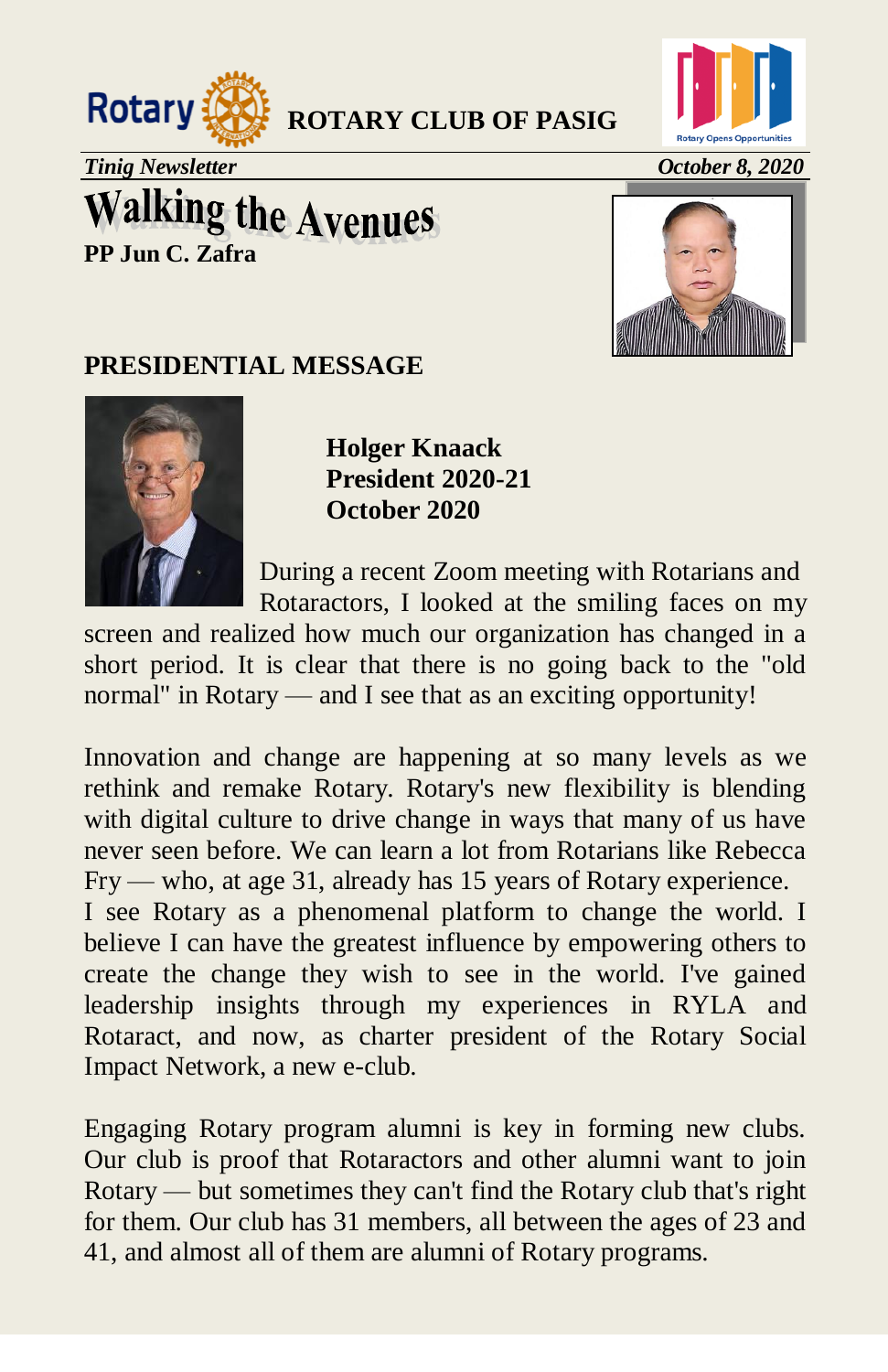**ROTARY CLUB OF PASIG**

*Tinig Newsletter* *October 8, 2020*

# Walking the Avenues

**PP Jun C. Zafra**

## PRESIDENTIAL MESSAGE

**Holger Knaack**
**President 2020-21**
**October 2020**

During a recent Zoom meeting with Rotarians and Rotaractors, I looked at the smiling faces on my screen and realized how much our organization has changed in a short period. It is clear that there is no going back to the "old normal" in Rotary — and I see that as an exciting opportunity!

Innovation and change are happening at so many levels as we rethink and remake Rotary. Rotary's new flexibility is blending with digital culture to drive change in ways that many of us have never seen before. We can learn a lot from Rotarians like Rebecca Fry — who, at age 31, already has 15 years of Rotary experience.
I see Rotary as a phenomenal platform to change the world. I believe I can have the greatest influence by empowering others to create the change they wish to see in the world. I've gained leadership insights through my experiences in RYLA and Rotaract, and now, as charter president of the Rotary Social Impact Network, a new e-club.

Engaging Rotary program alumni is key in forming new clubs. Our club is proof that Rotaractors and other alumni want to join Rotary — but sometimes they can't find the Rotary club that's right for them. Our club has 31 members, all between the ages of 23 and 41, and almost all of them are alumni of Rotary programs.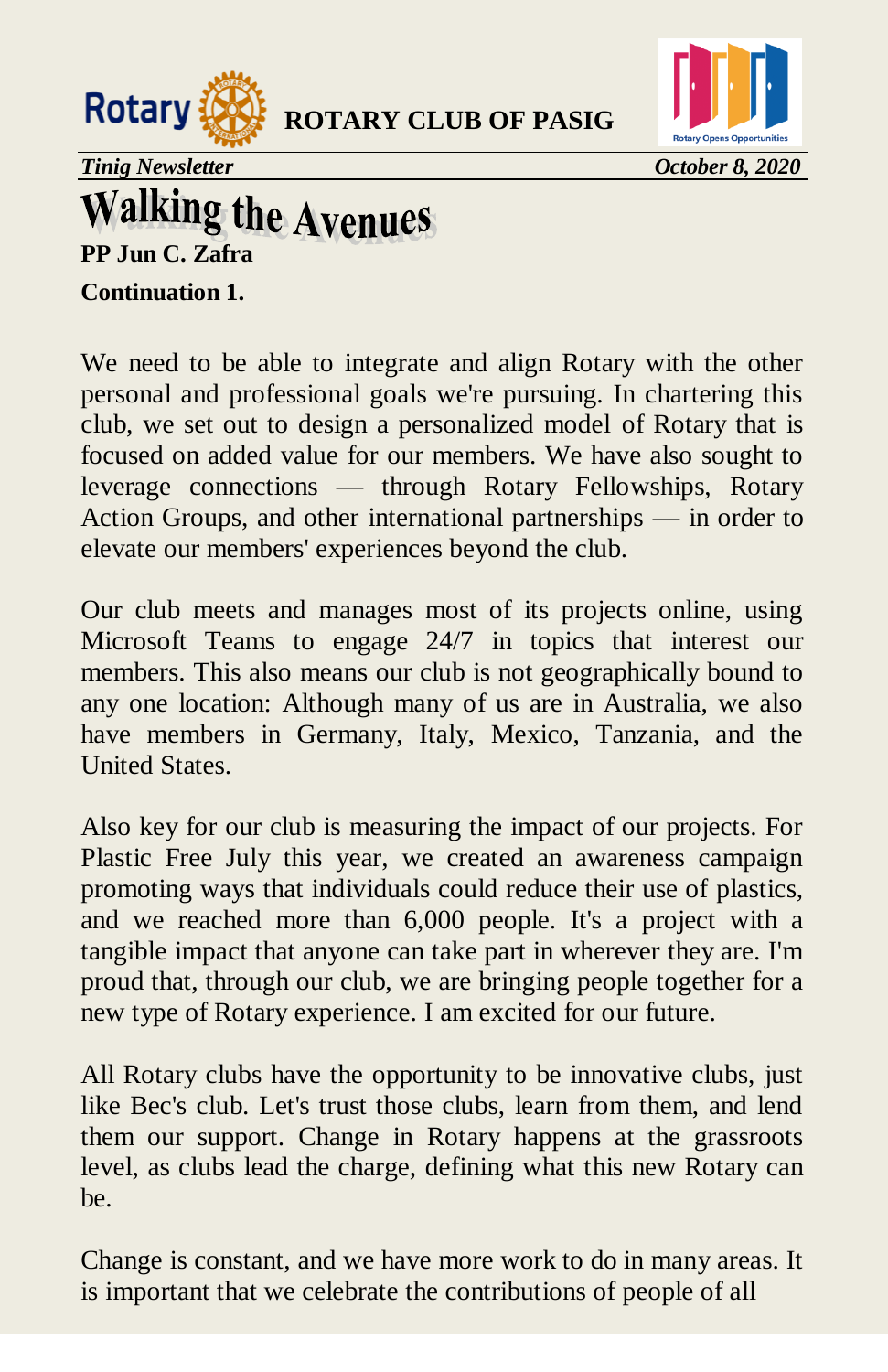# Walking the Avenues

**PP Jun C. Zafra**

**Continuation 1.**

We need to be able to integrate and align Rotary with the other personal and professional goals we're pursuing. In chartering this club, we set out to design a personalized model of Rotary that is focused on added value for our members. We have also sought to leverage connections — through Rotary Fellowships, Rotary Action Groups, and other international partnerships — in order to elevate our members' experiences beyond the club.

Our club meets and manages most of its projects online, using Microsoft Teams to engage 24/7 in topics that interest our members. This also means our club is not geographically bound to any one location: Although many of us are in Australia, we also have members in Germany, Italy, Mexico, Tanzania, and the United States.

Also key for our club is measuring the impact of our projects. For Plastic Free July this year, we created an awareness campaign promoting ways that individuals could reduce their use of plastics, and we reached more than 6,000 people. It's a project with a tangible impact that anyone can take part in wherever they are. I'm proud that, through our club, we are bringing people together for a new type of Rotary experience. I am excited for our future.

All Rotary clubs have the opportunity to be innovative clubs, just like Bec's club. Let's trust those clubs, learn from them, and lend them our support. Change in Rotary happens at the grassroots level, as clubs lead the charge, defining what this new Rotary can be.

Change is constant, and we have more work to do in many areas. It is important that we celebrate the contributions of people of all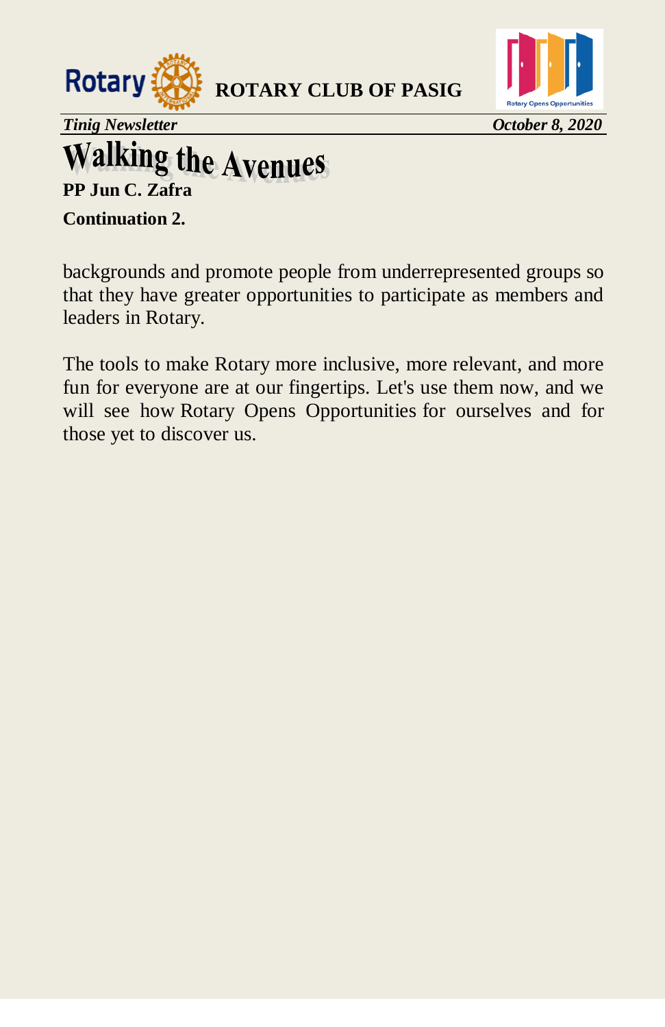# Walking the Avenues

**PP Jun C. Zafra**

**Continuation 2.**

backgrounds and promote people from underrepresented groups so that they have greater opportunities to participate as members and leaders in Rotary.

The tools to make Rotary more inclusive, more relevant, and more fun for everyone are at our fingertips. Let's use them now, and we will see how Rotary Opens Opportunities for ourselves and for those yet to discover us.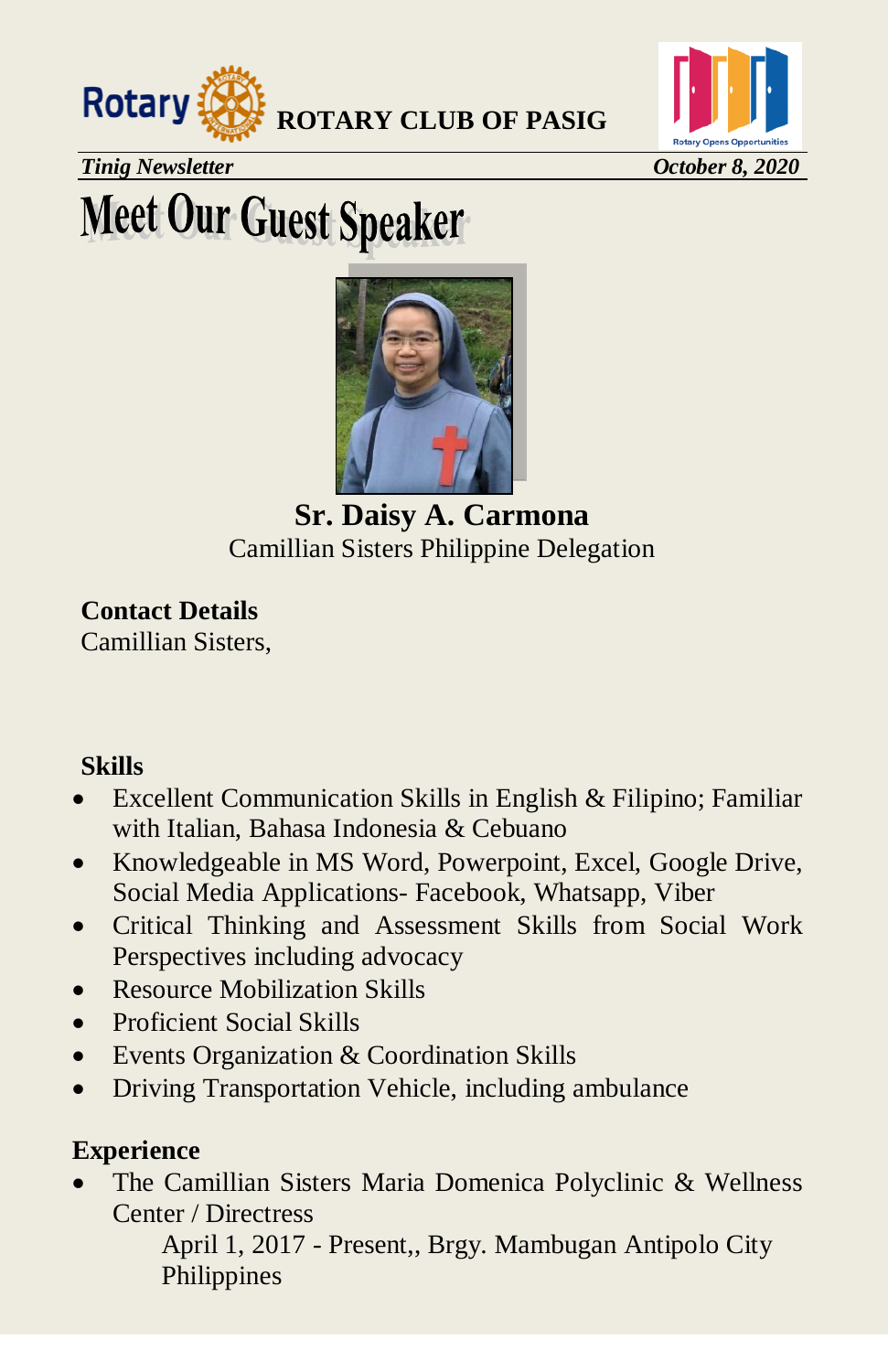# Meet Our Guest Speaker

**Sr. Daisy A. Carmona**
Camillian Sisters Philippine Delegation

**Contact Details**
Camillian Sisters,

**Skills**

- Excellent Communication Skills in English & Filipino; Familiar with Italian, Bahasa Indonesia & Cebuano
- Knowledgeable in MS Word, Powerpoint, Excel, Google Drive, Social Media Applications- Facebook, Whatsapp, Viber
- Critical Thinking and Assessment Skills from Social Work Perspectives including advocacy
- Resource Mobilization Skills
- Proficient Social Skills
- Events Organization & Coordination Skills
- Driving Transportation Vehicle, including ambulance

**Experience**

- The Camillian Sisters Maria Domenica Polyclinic & Wellness Center / Directress

  April 1, 2017 - Present,, Brgy. Mambugan Antipolo City Philippines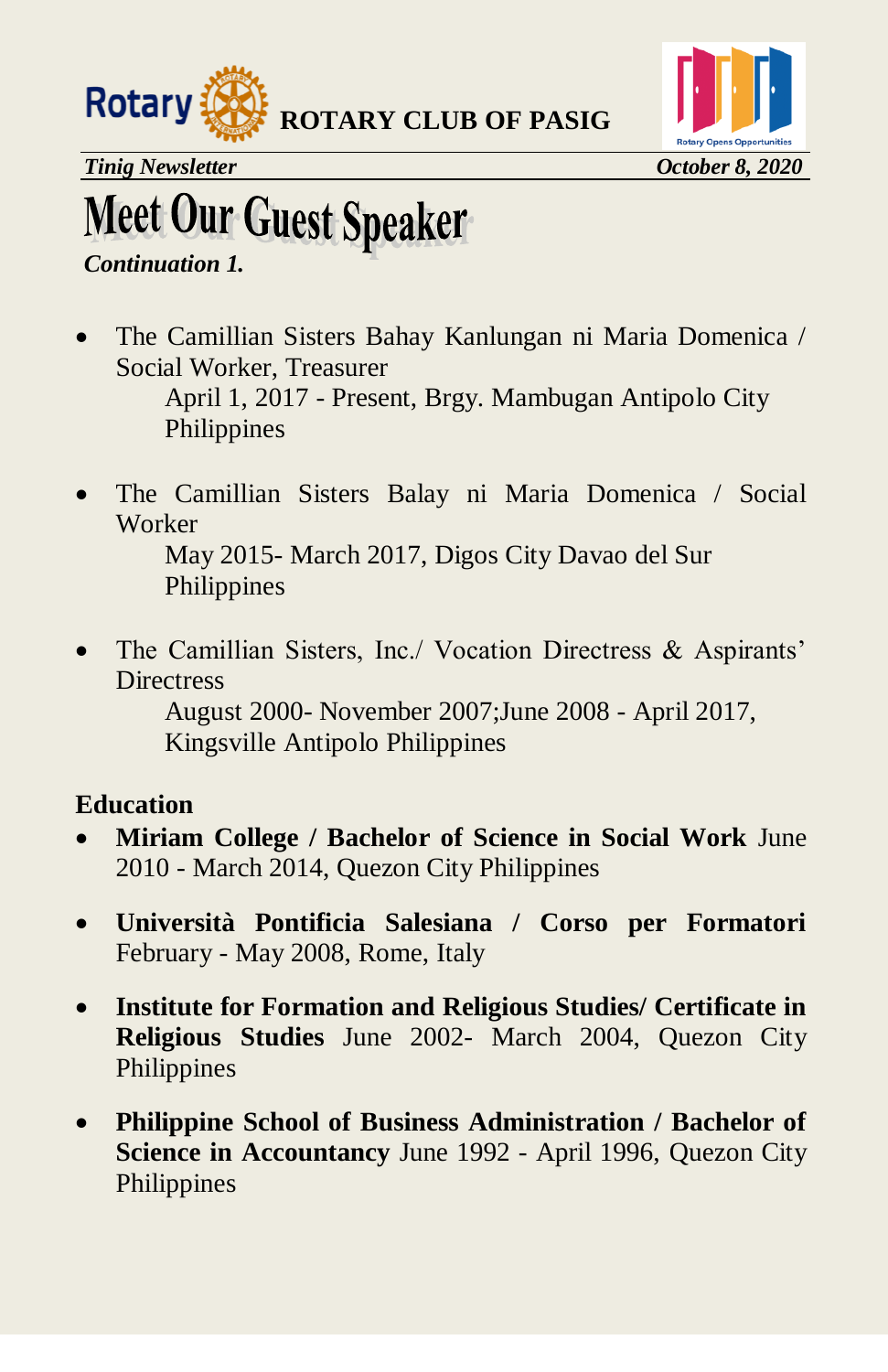# Meet Our Guest Speaker

***Continuation 1.***

- The Camillian Sisters Bahay Kanlungan ni Maria Domenica / Social Worker, Treasurer
  April 1, 2017 - Present, Brgy. Mambugan Antipolo City Philippines

- The Camillian Sisters Balay ni Maria Domenica / Social Worker
  May 2015- March 2017, Digos City Davao del Sur Philippines

- The Camillian Sisters, Inc./ Vocation Directress & Aspirants' Directress
  August 2000- November 2007;June 2008 - April 2017, Kingsville Antipolo Philippines

**Education**

- **Miriam College / Bachelor of Science in Social Work** June 2010 - March 2014, Quezon City Philippines

- **Università Pontificia Salesiana / Corso per Formatori** February - May 2008, Rome, Italy

- **Institute for Formation and Religious Studies/ Certificate in Religious Studies** June 2002- March 2004, Quezon City Philippines

- **Philippine School of Business Administration / Bachelor of Science in Accountancy** June 1992 - April 1996, Quezon City Philippines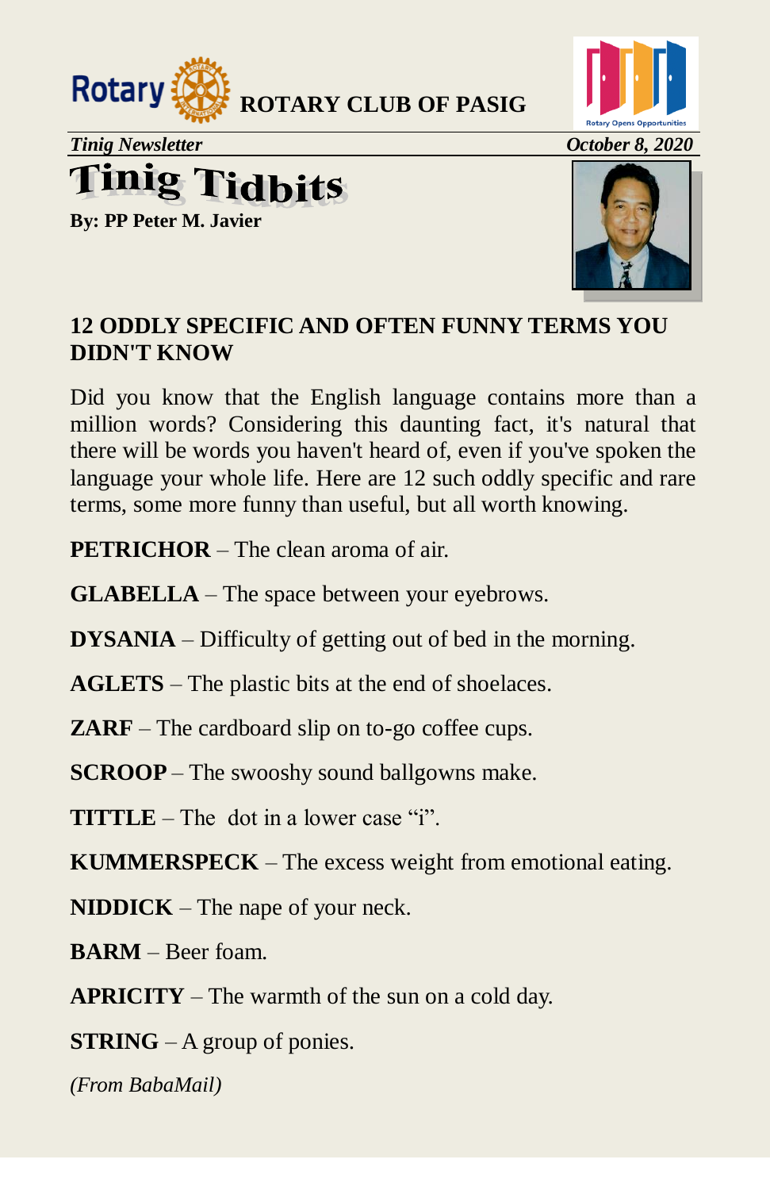ROTARY CLUB OF PASIG

*Tinig Newsletter* *October 8, 2020*

# Tinig Tidbits

**By: PP Peter M. Javier**

## 12 ODDLY SPECIFIC AND OFTEN FUNNY TERMS YOU DIDN'T KNOW

Did you know that the English language contains more than a million words? Considering this daunting fact, it's natural that there will be words you haven't heard of, even if you've spoken the language your whole life. Here are 12 such oddly specific and rare terms, some more funny than useful, but all worth knowing.

**PETRICHOR** – The clean aroma of air.

**GLABELLA** – The space between your eyebrows.

**DYSANIA** – Difficulty of getting out of bed in the morning.

**AGLETS** – The plastic bits at the end of shoelaces.

**ZARF** – The cardboard slip on to-go coffee cups.

**SCROOP** – The swooshy sound ballgowns make.

**TITTLE** – The dot in a lower case "i".

**KUMMERSPECK** – The excess weight from emotional eating.

**NIDDICK** – The nape of your neck.

**BARM** – Beer foam.

**APRICITY** – The warmth of the sun on a cold day.

**STRING** – A group of ponies.

*(From BabaMail)*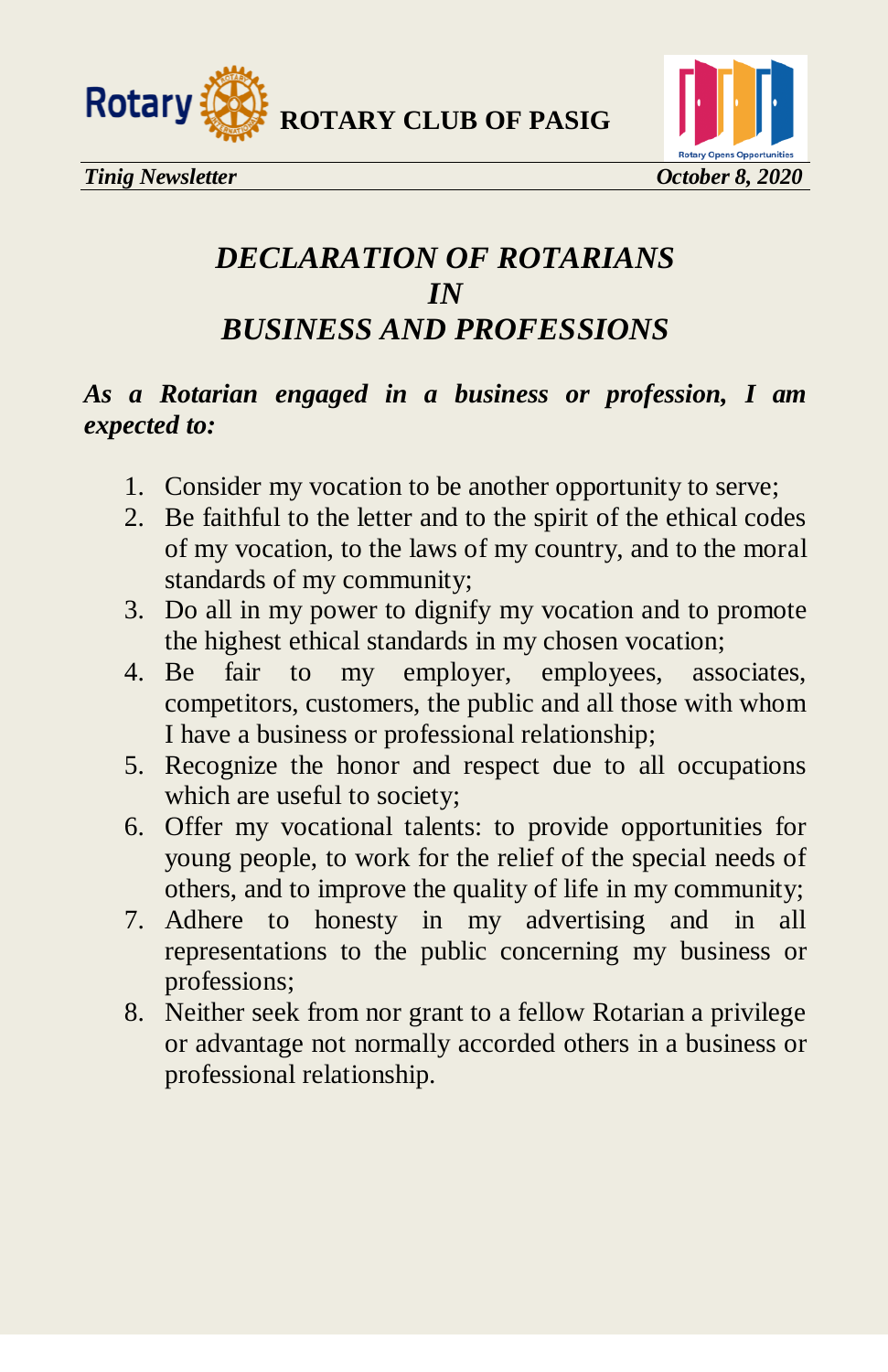# *DECLARATION OF ROTARIANS IN BUSINESS AND PROFESSIONS*

***As a Rotarian engaged in a business or profession, I am expected to:***

1. Consider my vocation to be another opportunity to serve;
2. Be faithful to the letter and to the spirit of the ethical codes of my vocation, to the laws of my country, and to the moral standards of my community;
3. Do all in my power to dignify my vocation and to promote the highest ethical standards in my chosen vocation;
4. Be fair to my employer, employees, associates, competitors, customers, the public and all those with whom I have a business or professional relationship;
5. Recognize the honor and respect due to all occupations which are useful to society;
6. Offer my vocational talents: to provide opportunities for young people, to work for the relief of the special needs of others, and to improve the quality of life in my community;
7. Adhere to honesty in my advertising and in all representations to the public concerning my business or professions;
8. Neither seek from nor grant to a fellow Rotarian a privilege or advantage not normally accorded others in a business or professional relationship.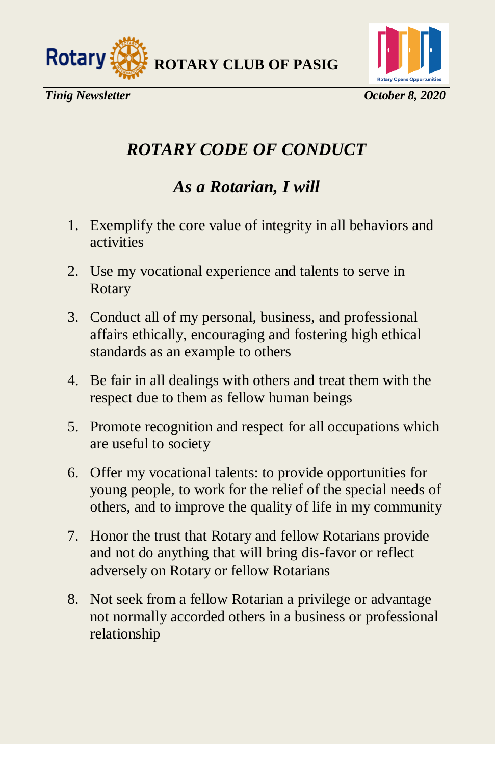# *ROTARY CODE OF CONDUCT*

## *As a Rotarian, I will*

1. Exemplify the core value of integrity in all behaviors and activities
2. Use my vocational experience and talents to serve in Rotary
3. Conduct all of my personal, business, and professional affairs ethically, encouraging and fostering high ethical standards as an example to others
4. Be fair in all dealings with others and treat them with the respect due to them as fellow human beings
5. Promote recognition and respect for all occupations which are useful to society
6. Offer my vocational talents: to provide opportunities for young people, to work for the relief of the special needs of others, and to improve the quality of life in my community
7. Honor the trust that Rotary and fellow Rotarians provide and not do anything that will bring dis-favor or reflect adversely on Rotary or fellow Rotarians
8. Not seek from a fellow Rotarian a privilege or advantage not normally accorded others in a business or professional relationship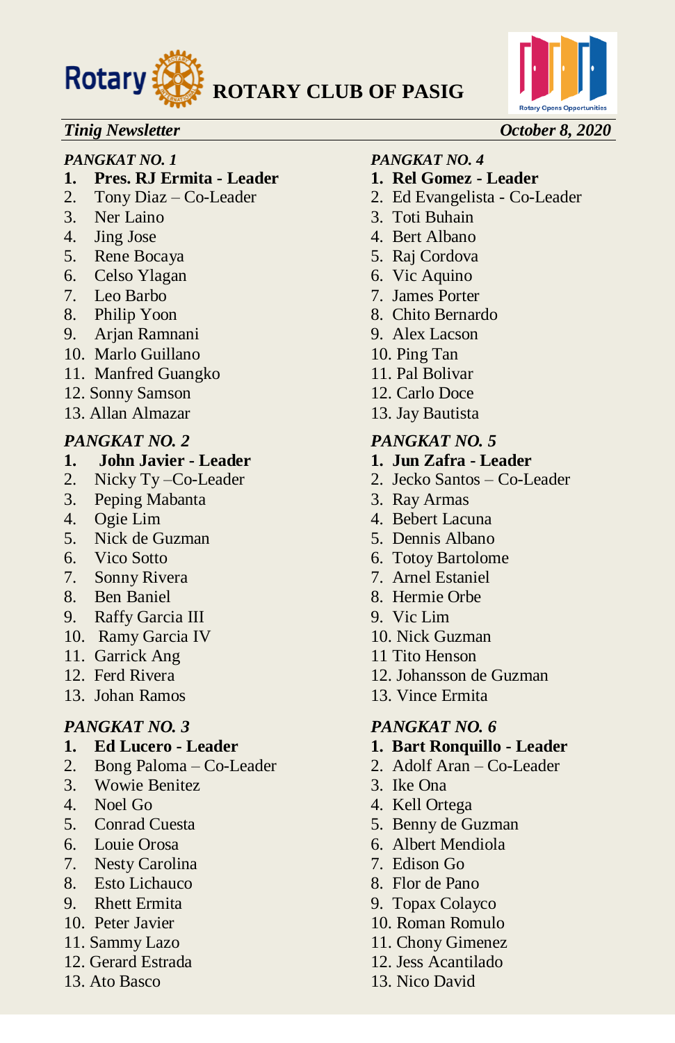# ROTARY CLUB OF PASIG

*Tinig Newsletter* *October 8, 2020*

*PANGKAT NO. 1*

1. **Pres. RJ Ermita - Leader**
2. Tony Diaz – Co-Leader
3. Ner Laino
4. Jing Jose
5. Rene Bocaya
6. Celso Ylagan
7. Leo Barbo
8. Philip Yoon
9. Arjan Ramnani
10. Marlo Guillano
11. Manfred Guangko
12. Sonny Samson
13. Allan Almazar

*PANGKAT NO. 2*

1. **John Javier - Leader**
2. Nicky Ty –Co-Leader
3. Peping Mabanta
4. Ogie Lim
5. Nick de Guzman
6. Vico Sotto
7. Sonny Rivera
8. Ben Baniel
9. Raffy Garcia III
10. Ramy Garcia IV
11. Garrick Ang
12. Ferd Rivera
13. Johan Ramos

*PANGKAT NO. 3*

1. **Ed Lucero - Leader**
2. Bong Paloma – Co-Leader
3. Wowie Benitez
4. Noel Go
5. Conrad Cuesta
6. Louie Orosa
7. Nesty Carolina
8. Esto Lichauco
9. Rhett Ermita
10. Peter Javier
11. Sammy Lazo
12. Gerard Estrada
13. Ato Basco

*PANGKAT NO. 4*

1. **Rel Gomez - Leader**
2. Ed Evangelista - Co-Leader
3. Toti Buhain
4. Bert Albano
5. Raj Cordova
6. Vic Aquino
7. James Porter
8. Chito Bernardo
9. Alex Lacson
10. Ping Tan
11. Pal Bolivar
12. Carlo Doce
13. Jay Bautista

*PANGKAT NO. 5*

1. **Jun Zafra - Leader**
2. Jecko Santos – Co-Leader
3. Ray Armas
4. Bebert Lacuna
5. Dennis Albano
6. Totoy Bartolome
7. Arnel Estaniel
8. Hermie Orbe
9. Vic Lim
10. Nick Guzman
11. Tito Henson
12. Johansson de Guzman
13. Vince Ermita

*PANGKAT NO. 6*

1. **Bart Ronquillo - Leader**
2. Adolf Aran – Co-Leader
3. Ike Ona
4. Kell Ortega
5. Benny de Guzman
6. Albert Mendiola
7. Edison Go
8. Flor de Pano
9. Topax Colayco
10. Roman Romulo
11. Chony Gimenez
12. Jess Acantilado
13. Nico David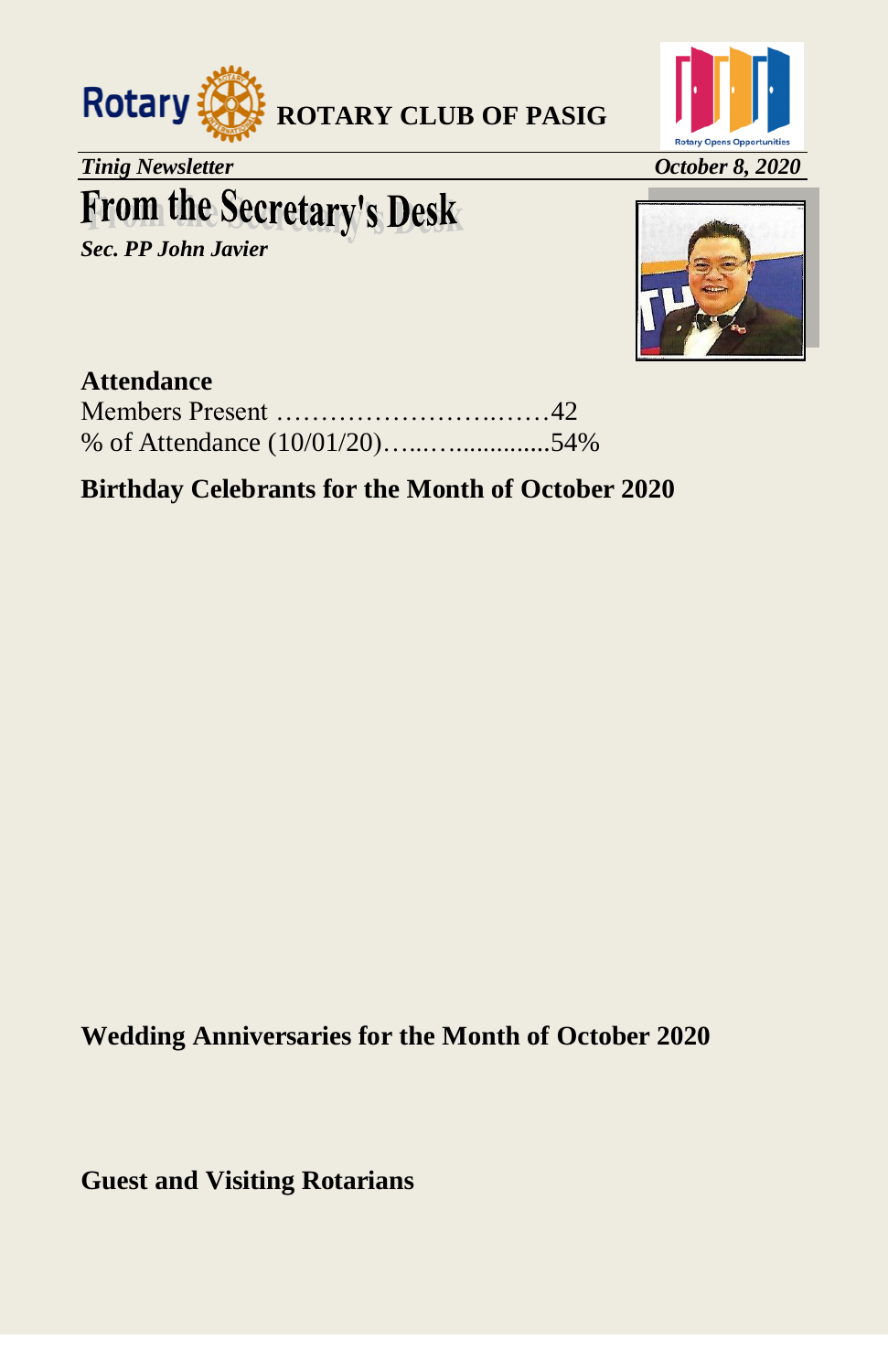**ROTARY CLUB OF PASIG**

*Tinig Newsletter* *October 8, 2020*

# From the Secretary's Desk

***Sec. PP John Javier***

**Attendance**

Members Present ………………………..……42

% of Attendance (10/01/20)…...….............54%

**Birthday Celebrants for the Month of October 2020**

**Wedding Anniversaries for the Month of October 2020**

**Guest and Visiting Rotarians**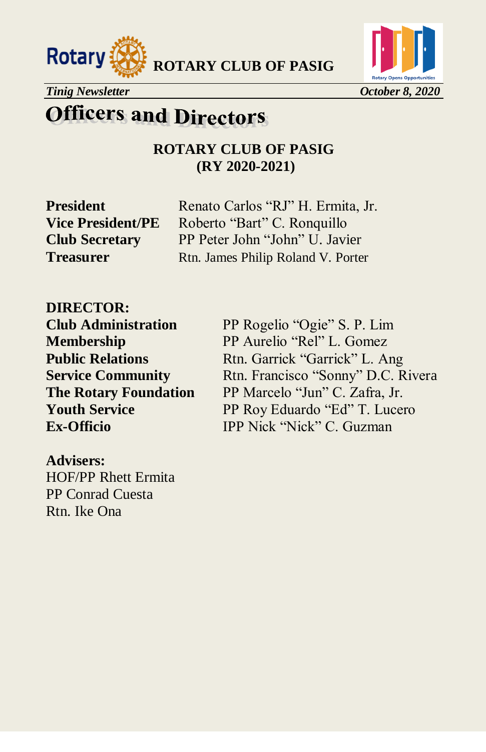# Officers and Directors

**ROTARY CLUB OF PASIG**
**(RY 2020-2021)**

| | |
|---|---|
| **President** | Renato Carlos "RJ" H. Ermita, Jr. |
| **Vice President/PE** | Roberto "Bart" C. Ronquillo |
| **Club Secretary** | PP Peter John "John" U. Javier |
| **Treasurer** | Rtn. James Philip Roland V. Porter |

**DIRECTOR:**

| | |
|---|---|
| **Club Administration** | PP Rogelio "Ogie" S. P. Lim |
| **Membership** | PP Aurelio "Rel" L. Gomez |
| **Public Relations** | Rtn. Garrick "Garrick" L. Ang |
| **Service Community** | Rtn. Francisco "Sonny" D.C. Rivera |
| **The Rotary Foundation** | PP Marcelo "Jun" C. Zafra, Jr. |
| **Youth Service** | PP Roy Eduardo "Ed" T. Lucero |
| **Ex-Officio** | IPP Nick "Nick" C. Guzman |

**Advisers:**

HOF/PP Rhett Ermita
PP Conrad Cuesta
Rtn. Ike Ona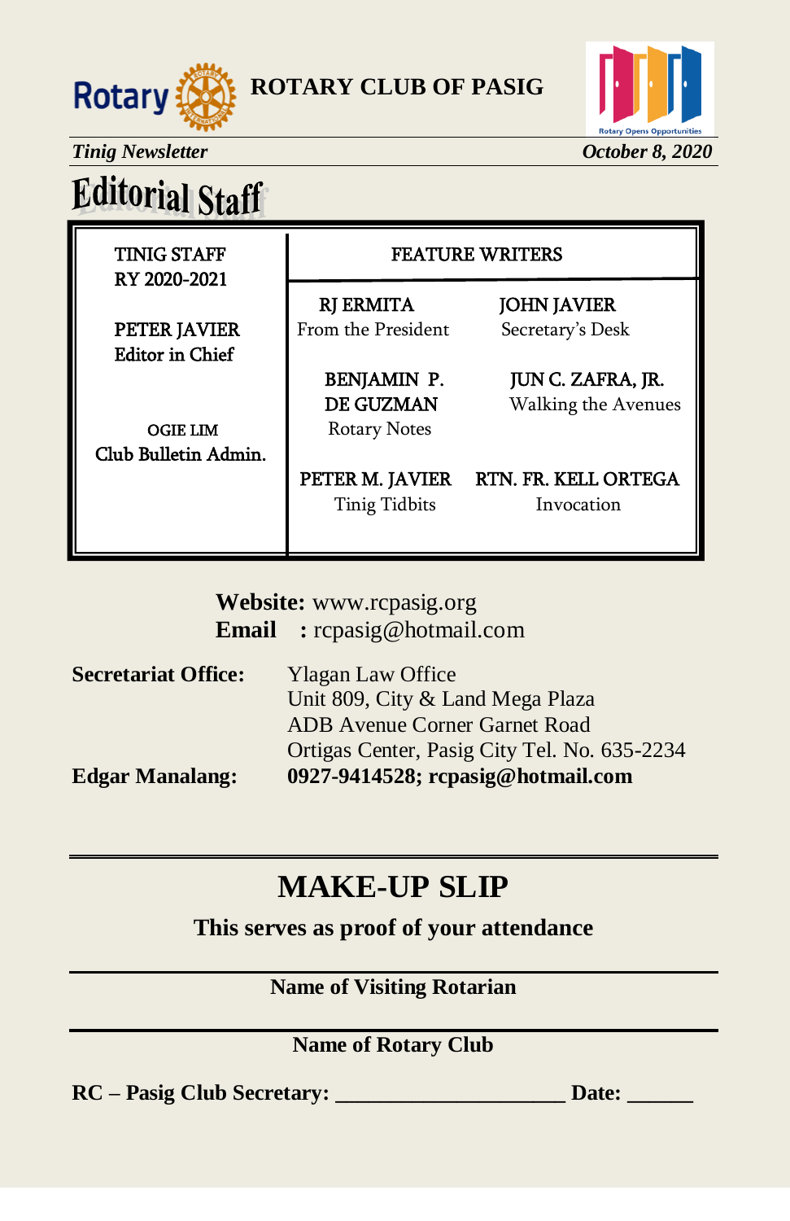**ROTARY CLUB OF PASIG**

*Tinig Newsletter* — *October 8, 2020*

# Editorial Staff

| TINIG STAFF RY 2020-2021 | FEATURE WRITERS | |
|---|---|---|
| PETER JAVIER<br>Editor in Chief | RJ ERMITA<br>From the President | JOHN JAVIER<br>Secretary's Desk |
| OGIE LIM<br>Club Bulletin Admin. | BENJAMIN P. DE GUZMAN<br>Rotary Notes | JUN C. ZAFRA, JR.<br>Walking the Avenues |
| | PETER M. JAVIER<br>Tinig Tidbits | RTN. FR. KELL ORTEGA<br>Invocation |

**Website:** www.rcpasig.org
**Email** **:** rcpasig@hotmail.com

**Secretariat Office:** Ylagan Law Office
Unit 809, City & Land Mega Plaza
ADB Avenue Corner Garnet Road
Ortigas Center, Pasig City Tel. No. 635-2234

**Edgar Manalang:** **0927-9414528; rcpasig@hotmail.com**

---

## MAKE-UP SLIP

**This serves as proof of your attendance**

---

**Name of Visiting Rotarian**

---

**Name of Rotary Club**

**RC – Pasig Club Secretary: ____________________ Date: ______**